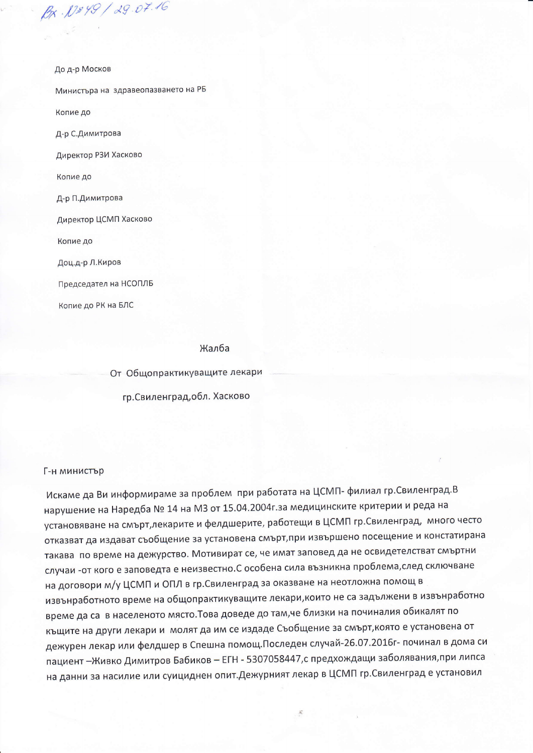Вх. № 49 / 29.07.16

До д-р Москов

Министъра на здравеопазването на РБ

Копие до

Д-р С.Димитрова

Директор РЗИ Хасково

Копие до

Д-р П.Димитрова

Директор ЦСМП Хасково

Копие до

Доц.д-р Л.Киров

Председател на НСОПЛБ

Копие до РК на БЛС

Жалба

От Общопрактикуващите лекари

гр.Свиленград,обл. Хасково

Г-н министър

Искаме да Ви информираме за проблем при работата на ЦСМП- филиал гр.Свиленград.В нарушение на Наредба № 14 на МЗ от 15.04.2004г.за медицинските критерии и реда на установяване на смърт,лекарите и фелдшерите, работещи в ЦСМП гр.Свиленград, много често отказват да издават съобщение за установена смърт,при извършено посещение и констатирана такава по време на дежурство. Мотивират се, че имат заповед да не освидетелстват смъртни случаи -от кого е заповедта е неизвестно.С особена сила възникна проблема,след сключване на договори м/у ЦСМП и ОПЛ в гр.Свиленград за оказване на неотложна помощ в извънработното време на общопрактикуващите лекари,които не са задължени в извънработно време да са в населеното място.Това доведе до там,че близки на починалия обикалят по къщите на други лекари и молят да им се издаде Съобщение за смърт,която е установена от дежурен лекар или фелдшер в Спешна помощ.Последен случай-26.07.2016г- починал в дома си пациент –Живко Димитров Бабиков – ЕГН - 5307058447,с предхождащи заболявания,при липса на данни за насилие или суициден опит.Дежурният лекар в ЦСМП гр.Свиленград е установил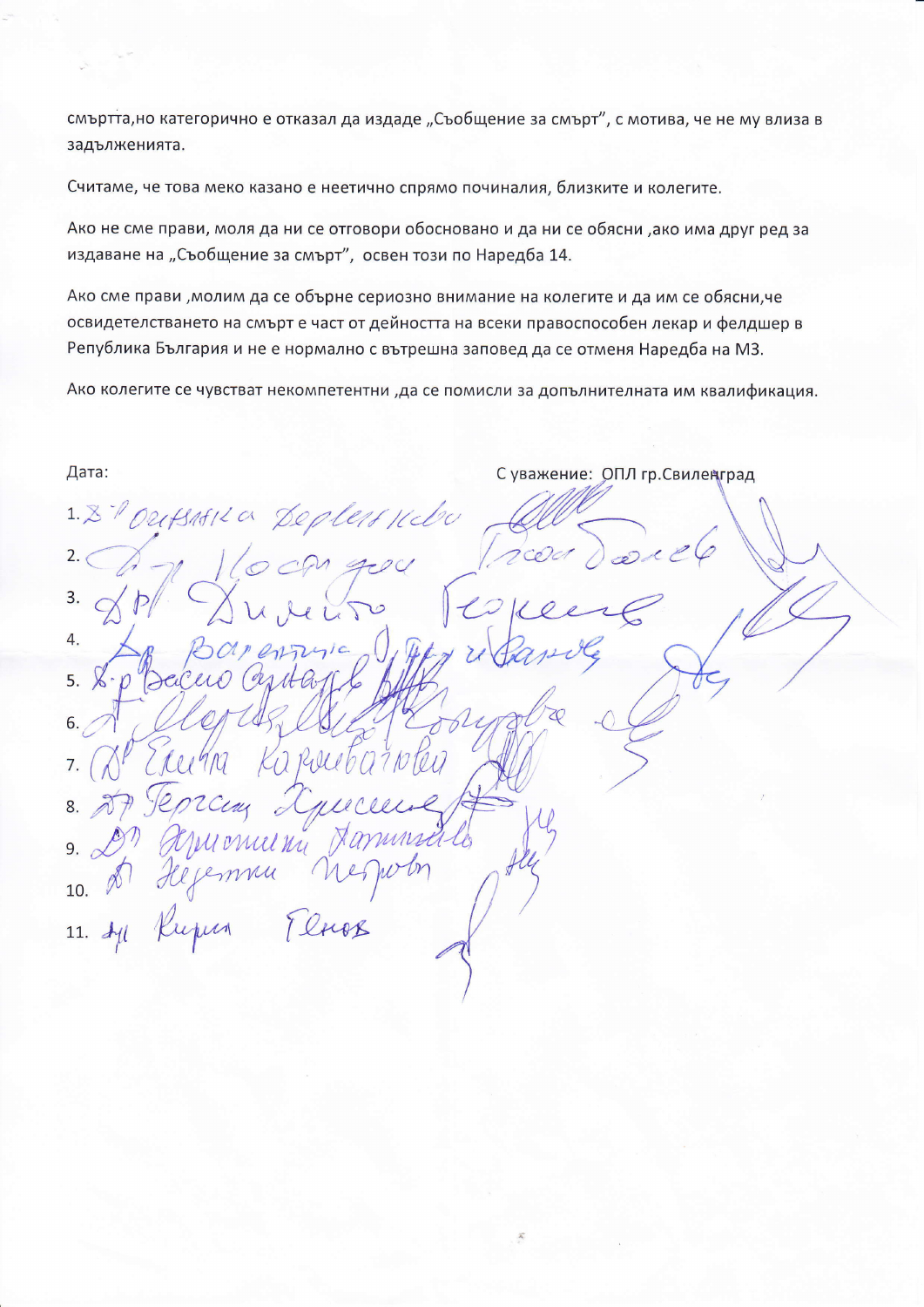смъртта,но категорично е отказал да издаде „Съобщение за смърт", с мотива, че не му влиза в задълженията.

Считаме, че това меко казано е неетично спрямо починалия, близките и колегите.

Ако не сме прави, моля да ни се отговори обосновано и да ни се обясни ,ако има друг ред за издаване на „Съобщение за смърт", освен този по Наредба 14.

Ако сме прави ,молим да се обърне сериозно внимание на колегите и да им се обясни,че освидетелстването на смърт е част от дейността на всеки правоспособен лекар и фелдшер в Република България и не е нормално с вътрешна заповед да се отменя Наредба на МЗ.

Ако колегите се чувстват некомпетентни ,да се помисли за допълнителната им квалификация.

Дата:

С уважение: ОПЛ гр.Свиленград

1. Д-р Оганяна Деренкова
2. Д-р Йорданка Божкова
3. Д-р Димитър Георгиев
4. Д-р Валентина Иванова
5. Д-р Васил Сотиров
6. Д-р Мария Колудова
7. Д-р Елена Карабатова
8. Д-р Георги Христов
9. Д-р Кристина Атанасова
10. Д-р Недялко Петров
11. Д-р Кирил Генов